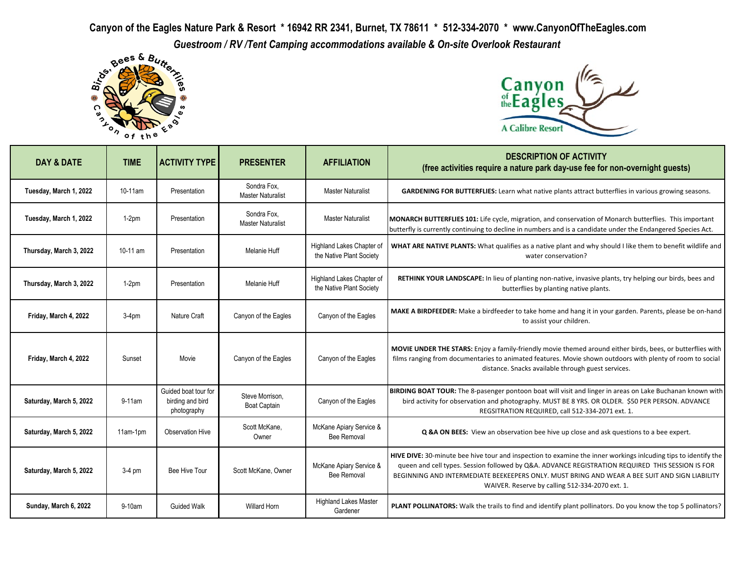**Canyon of the Eagles Nature Park & Resort * 16942 RR 2341, Burnet, TX 78611 * 512-334-2070 * www.CanyonOfTheEagles.com**

***Guestroom / RV /Tent Camping accommodations available & On-site Overlook Restaurant***

| DAY & DATE | TIME | ACTIVITY TYPE | PRESENTER | AFFILIATION | DESCRIPTION OF ACTIVITY (free activities require a nature park day-use fee for non-overnight guests) |
|---|---|---|---|---|---|
| Tuesday, March 1, 2022 | 10-11am | Presentation | Sondra Fox, Master Naturalist | Master Naturalist | **GARDENING FOR BUTTERFLIES:** Learn what native plants attract butterflies in various growing seasons. |
| Tuesday, March 1, 2022 | 1-2pm | Presentation | Sondra Fox, Master Naturalist | Master Naturalist | **MONARCH BUTTERFLIES 101:** Life cycle, migration, and conservation of Monarch butterflies. This important butterfly is currently continuing to decline in numbers and is a candidate under the Endangered Species Act. |
| Thursday, March 3, 2022 | 10-11 am | Presentation | Melanie Huff | Highland Lakes Chapter of the Native Plant Society | **WHAT ARE NATIVE PLANTS:** What qualifies as a native plant and why should I like them to benefit wildlife and water conservation? |
| Thursday, March 3, 2022 | 1-2pm | Presentation | Melanie Huff | Highland Lakes Chapter of the Native Plant Society | **RETHINK YOUR LANDSCAPE:** In lieu of planting non-native, invasive plants, try helping our birds, bees and butterflies by planting native plants. |
| Friday, March 4, 2022 | 3-4pm | Nature Craft | Canyon of the Eagles | Canyon of the Eagles | **MAKE A BIRDFEEDER:** Make a birdfeeder to take home and hang it in your garden. Parents, please be on-hand to assist your children. |
| Friday, March 4, 2022 | Sunset | Movie | Canyon of the Eagles | Canyon of the Eagles | **MOVIE UNDER THE STARS:** Enjoy a family-friendly movie themed around either birds, bees, or butterflies with films ranging from documentaries to animated features. Movie shown outdoors with plenty of room to social distance. Snacks available through guest services. |
| Saturday, March 5, 2022 | 9-11am | Guided boat tour for birding and bird photography | Steve Morrison, Boat Captain | Canyon of the Eagles | **BIRDING BOAT TOUR:** The 8-pasenger pontoon boat will visit and linger in areas on Lake Buchanan known with bird activity for observation and photography. MUST BE 8 YRS. OR OLDER. $50 PER PERSON. ADVANCE REGSITRATION REQUIRED, call 512-334-2071 ext. 1. |
| Saturday, March 5, 2022 | 11am-1pm | Observation Hive | Scott McKane, Owner | McKane Apiary Service & Bee Removal | **Q &A ON BEES:** View an observation bee hive up close and ask questions to a bee expert. |
| Saturday, March 5, 2022 | 3-4 pm | Bee Hive Tour | Scott McKane, Owner | McKane Apiary Service & Bee Removal | **HIVE DIVE:** 30-minute bee hive tour and inspection to examine the inner workings inlcuding tips to identify the queen and cell types. Session followed by Q&A. ADVANCE REGISTRATION REQUIRED THIS SESSION IS FOR BEGINNING AND INTERMEDIATE BEEKEEPERS ONLY. MUST BRING AND WEAR A BEE SUIT AND SIGN LIABILITY WAIVER. Reserve by calling 512-334-2070 ext. 1. |
| Sunday, March 6, 2022 | 9-10am | Guided Walk | Willard Horn | Highland Lakes Master Gardener | **PLANT POLLINATORS:** Walk the trails to find and identify plant pollinators. Do you know the top 5 pollinators? |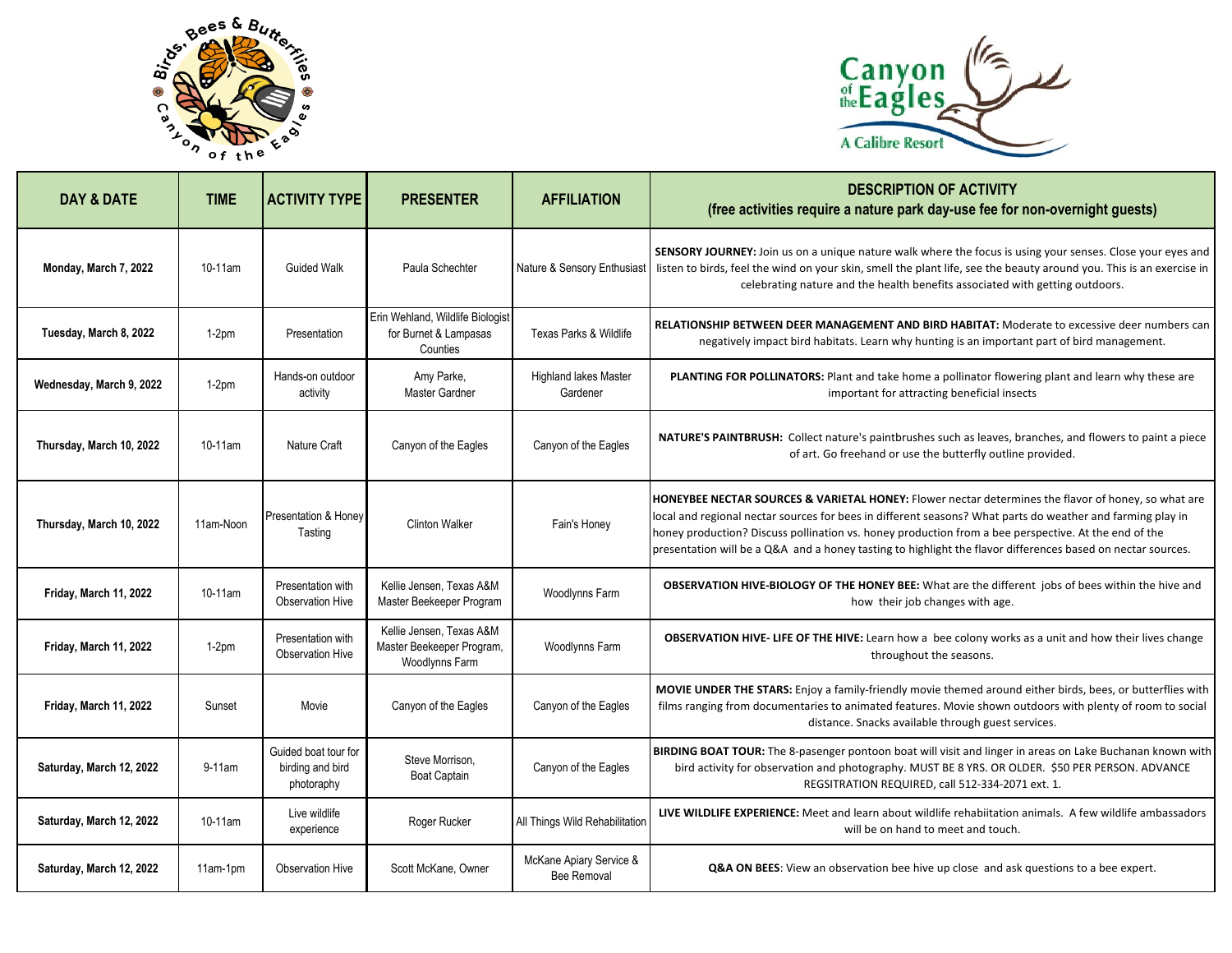| DAY & DATE | TIME | ACTIVITY TYPE | PRESENTER | AFFILIATION | DESCRIPTION OF ACTIVITY (free activities require a nature park day-use fee for non-overnight guests) |
|---|---|---|---|---|---|
| Monday, March 7, 2022 | 10-11am | Guided Walk | Paula Schechter | Nature & Sensory Enthusiast | **SENSORY JOURNEY:** Join us on a unique nature walk where the focus is using your senses. Close your eyes and listen to birds, feel the wind on your skin, smell the plant life, see the beauty around you. This is an exercise in celebrating nature and the health benefits associated with getting outdoors. |
| Tuesday, March 8, 2022 | 1-2pm | Presentation | Erin Wehland, Wildlife Biologist for Burnet & Lampasas Counties | Texas Parks & Wildlife | **RELATIONSHIP BETWEEN DEER MANAGEMENT AND BIRD HABITAT:** Moderate to excessive deer numbers can negatively impact bird habitats. Learn why hunting is an important part of bird management. |
| Wednesday, March 9, 2022 | 1-2pm | Hands-on outdoor activity | Amy Parke, Master Gardner | Highland lakes Master Gardener | **PLANTING FOR POLLINATORS:** Plant and take home a pollinator flowering plant and learn why these are important for attracting beneficial insects |
| Thursday, March 10, 2022 | 10-11am | Nature Craft | Canyon of the Eagles | Canyon of the Eagles | **NATURE'S PAINTBRUSH:** Collect nature's paintbrushes such as leaves, branches, and flowers to paint a piece of art. Go freehand or use the butterfly outline provided. |
| Thursday, March 10, 2022 | 11am-Noon | Presentation & Honey Tasting | Clinton Walker | Fain's Honey | **HONEYBEE NECTAR SOURCES & VARIETAL HONEY:** Flower nectar determines the flavor of honey, so what are local and regional nectar sources for bees in different seasons? What parts do weather and farming play in honey production? Discuss pollination vs. honey production from a bee perspective. At the end of the presentation will be a Q&A and a honey tasting to highlight the flavor differences based on nectar sources. |
| Friday, March 11, 2022 | 10-11am | Presentation with Observation Hive | Kellie Jensen, Texas A&M Master Beekeeper Program | Woodlynns Farm | **OBSERVATION HIVE-BIOLOGY OF THE HONEY BEE:** What are the different jobs of bees within the hive and how their job changes with age. |
| Friday, March 11, 2022 | 1-2pm | Presentation with Observation Hive | Kellie Jensen, Texas A&M Master Beekeeper Program, Woodlynns Farm | Woodlynns Farm | **OBSERVATION HIVE- LIFE OF THE HIVE:** Learn how a bee colony works as a unit and how their lives change throughout the seasons. |
| Friday, March 11, 2022 | Sunset | Movie | Canyon of the Eagles | Canyon of the Eagles | **MOVIE UNDER THE STARS:** Enjoy a family-friendly movie themed around either birds, bees, or butterflies with films ranging from documentaries to animated features. Movie shown outdoors with plenty of room to social distance. Snacks available through guest services. |
| Saturday, March 12, 2022 | 9-11am | Guided boat tour for birding and bird photography | Steve Morrison, Boat Captain | Canyon of the Eagles | **BIRDING BOAT TOUR:** The 8-pasenger pontoon boat will visit and linger in areas on Lake Buchanan known with bird activity for observation and photography. MUST BE 8 YRS. OR OLDER. $50 PER PERSON. ADVANCE REGSITRATION REQUIRED, call 512-334-2071 ext. 1. |
| Saturday, March 12, 2022 | 10-11am | Live wildlife experience | Roger Rucker | All Things Wild Rehabilitation | **LIVE WILDLIFE EXPERIENCE:** Meet and learn about wildlife rehabiitation animals. A few wildlife ambassadors will be on hand to meet and touch. |
| Saturday, March 12, 2022 | 11am-1pm | Observation Hive | Scott McKane, Owner | McKane Apiary Service & Bee Removal | **Q&A ON BEES**: View an observation bee hive up close and ask questions to a bee expert. |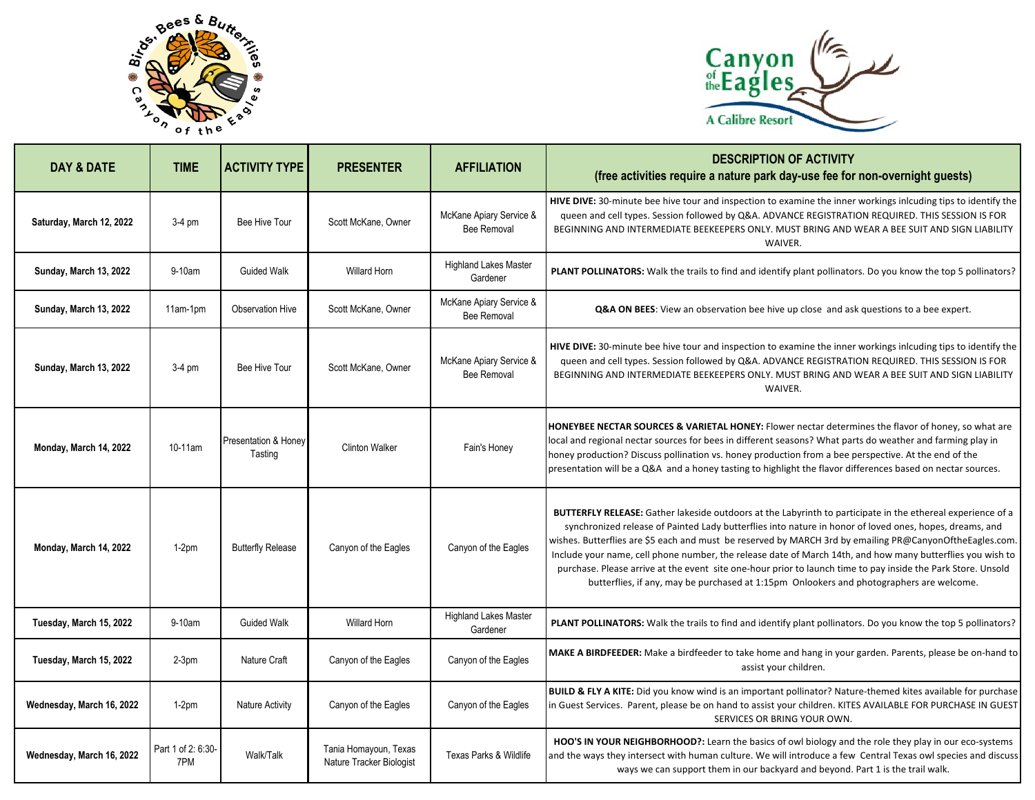| DAY & DATE | TIME | ACTIVITY TYPE | PRESENTER | AFFILIATION | DESCRIPTION OF ACTIVITY (free activities require a nature park day-use fee for non-overnight guests) |
|---|---|---|---|---|---|
| Saturday, March 12, 2022 | 3-4 pm | Bee Hive Tour | Scott McKane, Owner | McKane Apiary Service & Bee Removal | **HIVE DIVE:** 30-minute bee hive tour and inspection to examine the inner workings inlcuding tips to identify the queen and cell types. Session followed by Q&A. ADVANCE REGISTRATION REQUIRED. THIS SESSION IS FOR BEGINNING AND INTERMEDIATE BEEKEEPERS ONLY. MUST BRING AND WEAR A BEE SUIT AND SIGN LIABILITY WAIVER. |
| Sunday, March 13, 2022 | 9-10am | Guided Walk | Willard Horn | Highland Lakes Master Gardener | **PLANT POLLINATORS:** Walk the trails to find and identify plant pollinators. Do you know the top 5 pollinators? |
| Sunday, March 13, 2022 | 11am-1pm | Observation Hive | Scott McKane, Owner | McKane Apiary Service & Bee Removal | **Q&A ON BEES**: View an observation bee hive up close and ask questions to a bee expert. |
| Sunday, March 13, 2022 | 3-4 pm | Bee Hive Tour | Scott McKane, Owner | McKane Apiary Service & Bee Removal | **HIVE DIVE:** 30-minute bee hive tour and inspection to examine the inner workings inlcuding tips to identify the queen and cell types. Session followed by Q&A. ADVANCE REGISTRATION REQUIRED. THIS SESSION IS FOR BEGINNING AND INTERMEDIATE BEEKEEPERS ONLY. MUST BRING AND WEAR A BEE SUIT AND SIGN LIABILITY WAIVER. |
| Monday, March 14, 2022 | 10-11am | Presentation & Honey Tasting | Clinton Walker | Fain's Honey | **HONEYBEE NECTAR SOURCES & VARIETAL HONEY:** Flower nectar determines the flavor of honey, so what are local and regional nectar sources for bees in different seasons? What parts do weather and farming play in honey production? Discuss pollination vs. honey production from a bee perspective. At the end of the presentation will be a Q&A and a honey tasting to highlight the flavor differences based on nectar sources. |
| Monday, March 14, 2022 | 1-2pm | Butterfly Release | Canyon of the Eagles | Canyon of the Eagles | **BUTTERFLY RELEASE:** Gather lakeside outdoors at the Labyrinth to participate in the ethereal experience of a synchronized release of Painted Lady butterflies into nature in honor of loved ones, hopes, dreams, and wishes. Butterflies are $5 each and must be reserved by MARCH 3rd by emailing PR@CanyonOftheEagles.com. Include your name, cell phone number, the release date of March 14th, and how many butterflies you wish to purchase. Please arrive at the event site one-hour prior to launch time to pay inside the Park Store. Unsold butterflies, if any, may be purchased at 1:15pm Onlookers and photographers are welcome. |
| Tuesday, March 15, 2022 | 9-10am | Guided Walk | Willard Horn | Highland Lakes Master Gardener | **PLANT POLLINATORS:** Walk the trails to find and identify plant pollinators. Do you know the top 5 pollinators? |
| Tuesday, March 15, 2022 | 2-3pm | Nature Craft | Canyon of the Eagles | Canyon of the Eagles | **MAKE A BIRDFEEDER:** Make a birdfeeder to take home and hang in your garden. Parents, please be on-hand to assist your children. |
| Wednesday, March 16, 2022 | 1-2pm | Nature Activity | Canyon of the Eagles | Canyon of the Eagles | **BUILD & FLY A KITE:** Did you know wind is an important pollinator? Nature-themed kites available for purchase in Guest Services. Parent, please be on hand to assist your children. KITES AVAILABLE FOR PURCHASE IN GUEST SERVICES OR BRING YOUR OWN. |
| Wednesday, March 16, 2022 | Part 1 of 2: 6:30-7PM | Walk/Talk | Tania Homayoun, Texas Nature Tracker Biologist | Texas Parks & Wildlife | **HOO'S IN YOUR NEIGHBORHOOD?:** Learn the basics of owl biology and the role they play in our eco-systems and the ways they intersect with human culture. We will introduce a few Central Texas owl species and discuss ways we can support them in our backyard and beyond. Part 1 is the trail walk. |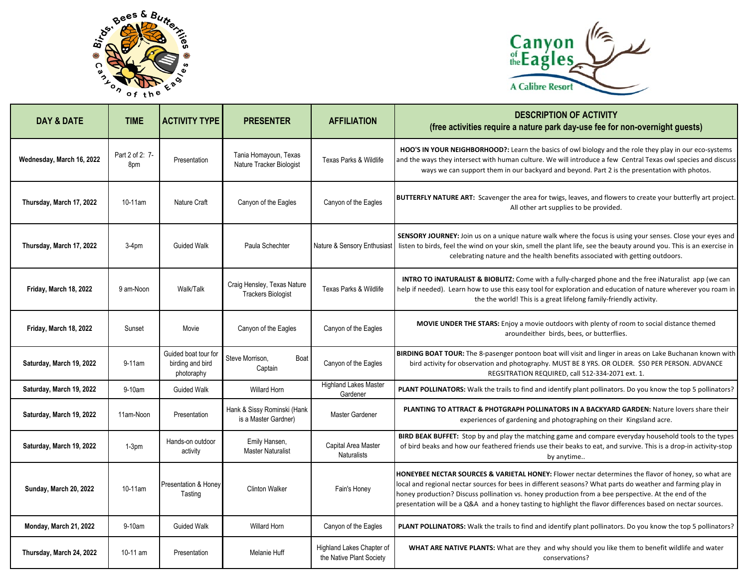| DAY & DATE | TIME | ACTIVITY TYPE | PRESENTER | AFFILIATION | DESCRIPTION OF ACTIVITY (free activities require a nature park day-use fee for non-overnight guests) |
|---|---|---|---|---|---|
| Wednesday, March 16, 2022 | Part 2 of 2: 7-8pm | Presentation | Tania Homayoun, Texas Nature Tracker Biologist | Texas Parks & Wildlife | **HOO'S IN YOUR NEIGHBORHOOD?:** Learn the basics of owl biology and the role they play in our eco-systems and the ways they intersect with human culture. We will introduce a few Central Texas owl species and discuss ways we can support them in our backyard and beyond. Part 2 is the presentation with photos. |
| Thursday, March 17, 2022 | 10-11am | Nature Craft | Canyon of the Eagles | Canyon of the Eagles | **BUTTERFLY NATURE ART:** Scavenger the area for twigs, leaves, and flowers to create your butterfly art project. All other art supplies to be provided. |
| Thursday, March 17, 2022 | 3-4pm | Guided Walk | Paula Schechter | Nature & Sensory Enthusiast | **SENSORY JOURNEY:** Join us on a unique nature walk where the focus is using your senses. Close your eyes and listen to birds, feel the wind on your skin, smell the plant life, see the beauty around you. This is an exercise in celebrating nature and the health benefits associated with getting outdoors. |
| Friday, March 18, 2022 | 9 am-Noon | Walk/Talk | Craig Hensley, Texas Nature Trackers Biologist | Texas Parks & Wildlife | **INTRO TO iNATURALIST & BIOBLITZ:** Come with a fully-charged phone and the free iNaturalist app (we can help if needed). Learn how to use this easy tool for exploration and education of nature wherever you roam in the the world! This is a great lifelong family-friendly activity. |
| Friday, March 18, 2022 | Sunset | Movie | Canyon of the Eagles | Canyon of the Eagles | **MOVIE UNDER THE STARS:** Enjoy a movie outdoors with plenty of room to social distance themed aroundeither birds, bees, or butterflies. |
| Saturday, March 19, 2022 | 9-11am | Guided boat tour for birding and bird photophy | Steve Morrison, Boat Captain | Canyon of the Eagles | **BIRDING BOAT TOUR:** The 8-pasenger pontoon boat will visit and linger in areas on Lake Buchanan known with bird activity for observation and photography. MUST BE 8 YRS. OR OLDER. $50 PER PERSON. ADVANCE REGSITRATION REQUIRED, call 512-334-2071 ext. 1. |
| Saturday, March 19, 2022 | 9-10am | Guided Walk | Willard Horn | Highland Lakes Master Gardener | **PLANT POLLINATORS:** Walk the trails to find and identify plant pollinators. Do you know the top 5 pollinators? |
| Saturday, March 19, 2022 | 11am-Noon | Presentation | Hank & Sissy Rominski (Hank is a Master Gardner) | Master Gardener | **PLANTING TO ATTRACT & PHOTGRAPH POLLINATORS IN A BACKYARD GARDEN:** Nature lovers share their experiences of gardening and photographing on their Kingsland acre. |
| Saturday, March 19, 2022 | 1-3pm | Hands-on outdoor activity | Emily Hansen, Master Naturalist | Capital Area Master Naturalists | **BIRD BEAK BUFFET:** Stop by and play the matching game and compare everyday household tools to the types of bird beaks and how our feathered friends use their beaks to eat, and survive. This is a drop-in activity-stop by anytime.. |
| Sunday, March 20, 2022 | 10-11am | Presentation & Honey Tasting | Clinton Walker | Fain's Honey | **HONEYBEE NECTAR SOURCES & VARIETAL HONEY:** Flower nectar determines the flavor of honey, so what are local and regional nectar sources for bees in different seasons? What parts do weather and farming play in honey production? Discuss pollination vs. honey production from a bee perspective. At the end of the presentation will be a Q&A and a honey tasting to highlight the flavor differences based on nectar sources. |
| Monday, March 21, 2022 | 9-10am | Guided Walk | Willard Horn | Canyon of the Eagles | **PLANT POLLINATORS:** Walk the trails to find and identify plant pollinators. Do you know the top 5 pollinators? |
| Thursday, March 24, 2022 | 10-11 am | Presentation | Melanie Huff | Highland Lakes Chapter of the Native Plant Society | **WHAT ARE NATIVE PLANTS:** What are they and why should you like them to benefit wildlife and water conservations? |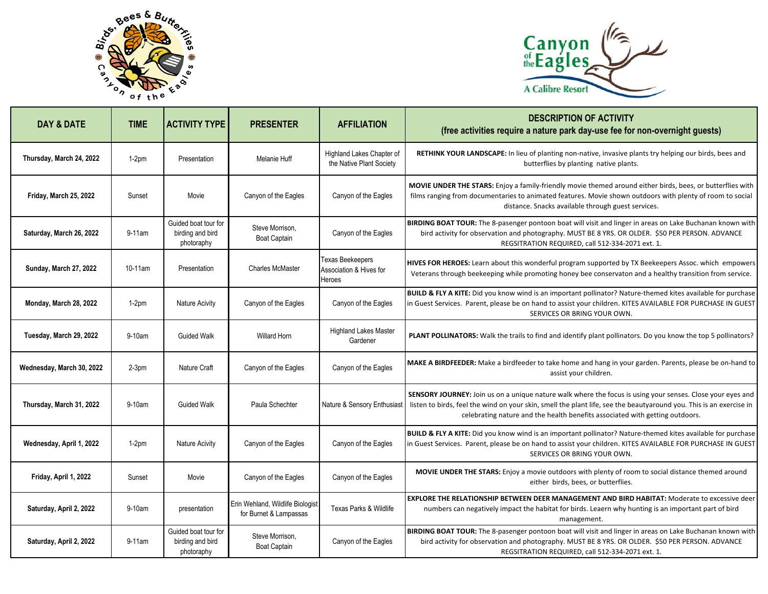| DAY & DATE | TIME | ACTIVITY TYPE | PRESENTER | AFFILIATION | DESCRIPTION OF ACTIVITY (free activities require a nature park day-use fee for non-overnight guests) |
|---|---|---|---|---|---|
| Thursday, March 24, 2022 | 1-2pm | Presentation | Melanie Huff | Highland Lakes Chapter of the Native Plant Society | **RETHINK YOUR LANDSCAPE:** In lieu of planting non-native, invasive plants try helping our birds, bees and butterflies by planting native plants. |
| Friday, March 25, 2022 | Sunset | Movie | Canyon of the Eagles | Canyon of the Eagles | **MOVIE UNDER THE STARS:** Enjoy a family-friendly movie themed around either birds, bees, or butterflies with films ranging from documentaries to animated features. Movie shown outdoors with plenty of room to social distance. Snacks available through guest services. |
| Saturday, March 26, 2022 | 9-11am | Guided boat tour for birding and bird photography | Steve Morrison, Boat Captain | Canyon of the Eagles | **BIRDING BOAT TOUR:** The 8-pasenger pontoon boat will visit and linger in areas on Lake Buchanan known with bird activity for observation and photography. MUST BE 8 YRS. OR OLDER. $50 PER PERSON. ADVANCE REGSITRATION REQUIRED, call 512-334-2071 ext. 1. |
| Sunday, March 27, 2022 | 10-11am | Presentation | Charles McMaster | Texas Beekeepers Association & Hives for Heroes | **HIVES FOR HEROES:** Learn about this wonderful program supported by TX Beekeepers Assoc. which empowers Veterans through beekeeping while promoting honey bee conservaton and a healthy transition from service. |
| Monday, March 28, 2022 | 1-2pm | Nature Acivity | Canyon of the Eagles | Canyon of the Eagles | **BUILD & FLY A KITE:** Did you know wind is an important pollinator? Nature-themed kites available for purchase in Guest Services. Parent, please be on hand to assist your children. KITES AVAILABLE FOR PURCHASE IN GUEST SERVICES OR BRING YOUR OWN. |
| Tuesday, March 29, 2022 | 9-10am | Guided Walk | Willard Horn | Highland Lakes Master Gardener | **PLANT POLLINATORS:** Walk the trails to find and identify plant pollinators. Do you know the top 5 pollinators? |
| Wednesday, March 30, 2022 | 2-3pm | Nature Craft | Canyon of the Eagles | Canyon of the Eagles | **MAKE A BIRDFEEDER:** Make a birdfeeder to take home and hang in your garden. Parents, please be on-hand to assist your children. |
| Thursday, March 31, 2022 | 9-10am | Guided Walk | Paula Schechter | Nature & Sensory Enthusiast | **SENSORY JOURNEY:** Join us on a unique nature walk where the focus is using your senses. Close your eyes and listen to birds, feel the wind on your skin, smell the plant life, see the beautyaround you. This is an exercise in celebrating nature and the health benefits associated with getting outdoors. |
| Wednesday, April 1, 2022 | 1-2pm | Nature Acivity | Canyon of the Eagles | Canyon of the Eagles | **BUILD & FLY A KITE:** Did you know wind is an important pollinator? Nature-themed kites available for purchase in Guest Services. Parent, please be on hand to assist your children. KITES AVAILABLE FOR PURCHASE IN GUEST SERVICES OR BRING YOUR OWN. |
| Friday, April 1, 2022 | Sunset | Movie | Canyon of the Eagles | Canyon of the Eagles | **MOVIE UNDER THE STARS:** Enjoy a movie outdoors with plenty of room to social distance themed around either birds, bees, or butterflies. |
| Saturday, April 2, 2022 | 9-10am | presentation | Erin Wehland, Wildlife Biologist for Burnet & Lampassas | Texas Parks & Wildlife | **EXPLORE THE RELATIONSHIP BETWEEN DEER MANAGEMENT AND BIRD HABITAT:** Moderate to excessive deer numbers can negatively impact the habitat for birds. Leaern why hunting is an important part of bird management. |
| Saturday, April 2, 2022 | 9-11am | Guided boat tour for birding and bird photography | Steve Morrison, Boat Captain | Canyon of the Eagles | **BIRDING BOAT TOUR:** The 8-pasenger pontoon boat will visit and linger in areas on Lake Buchanan known with bird activity for observation and photography. MUST BE 8 YRS. OR OLDER. $50 PER PERSON. ADVANCE REGSITRATION REQUIRED, call 512-334-2071 ext. 1. |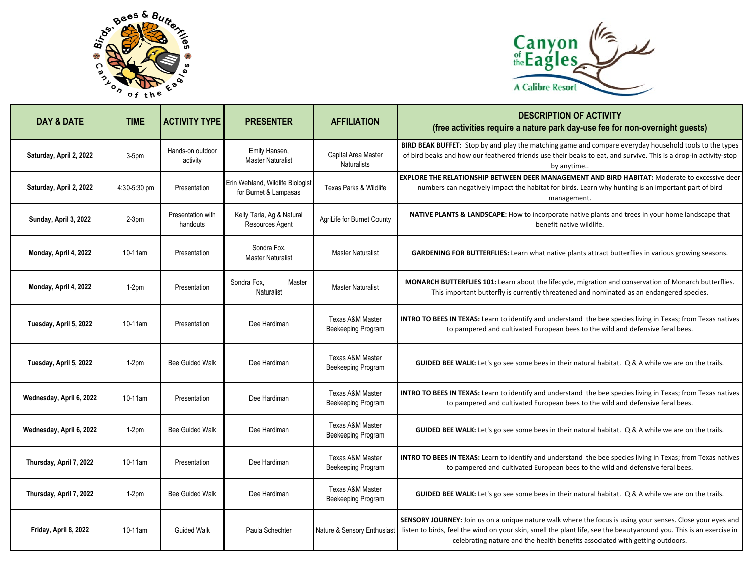| DAY & DATE | TIME | ACTIVITY TYPE | PRESENTER | AFFILIATION | DESCRIPTION OF ACTIVITY (free activities require a nature park day-use fee for non-overnight guests) |
|---|---|---|---|---|---|
| Saturday, April 2, 2022 | 3-5pm | Hands-on outdoor activity | Emily Hansen, Master Naturalist | Capital Area Master Naturalists | **BIRD BEAK BUFFET:** Stop by and play the matching game and compare everyday household tools to the types of bird beaks and how our feathered friends use their beaks to eat, and survive. This is a drop-in activity-stop by anytime.. |
| Saturday, April 2, 2022 | 4:30-5:30 pm | Presentation | Erin Wehland, Wildlife Biologist for Burnet & Lampasas | Texas Parks & Wildlife | **EXPLORE THE RELATIONSHIP BETWEEN DEER MANAGEMENT AND BIRD HABITAT:** Moderate to excessive deer numbers can negatively impact the habitat for birds. Learn why hunting is an important part of bird management. |
| Sunday, April 3, 2022 | 2-3pm | Presentation with handouts | Kelly Tarla, Ag & Natural Resources Agent | AgriLife for Burnet County | **NATIVE PLANTS & LANDSCAPE:** How to incorporate native plants and trees in your home landscape that benefit native wildlife. |
| Monday, April 4, 2022 | 10-11am | Presentation | Sondra Fox, Master Naturalist | Master Naturalist | **GARDENING FOR BUTTERFLIES:** Learn what native plants attract butterflies in various growing seasons. |
| Monday, April 4, 2022 | 1-2pm | Presentation | Sondra Fox, Master Naturalist | Master Naturalist | **MONARCH BUTTERFLIES 101:** Learn about the lifecycle, migration and conservation of Monarch butterflies. This important butterfly is currently threatened and nominated as an endangered species. |
| Tuesday, April 5, 2022 | 10-11am | Presentation | Dee Hardiman | Texas A&M Master Beekeeping Program | **INTRO TO BEES IN TEXAS:** Learn to identify and understand the bee species living in Texas; from Texas natives to pampered and cultivated European bees to the wild and defensive feral bees. |
| Tuesday, April 5, 2022 | 1-2pm | Bee Guided Walk | Dee Hardiman | Texas A&M Master Beekeeping Program | **GUIDED BEE WALK:** Let's go see some bees in their natural habitat. Q & A while we are on the trails. |
| Wednesday, April 6, 2022 | 10-11am | Presentation | Dee Hardiman | Texas A&M Master Beekeeping Program | **INTRO TO BEES IN TEXAS:** Learn to identify and understand the bee species living in Texas; from Texas natives to pampered and cultivated European bees to the wild and defensive feral bees. |
| Wednesday, April 6, 2022 | 1-2pm | Bee Guided Walk | Dee Hardiman | Texas A&M Master Beekeeping Program | **GUIDED BEE WALK:** Let's go see some bees in their natural habitat. Q & A while we are on the trails. |
| Thursday, April 7, 2022 | 10-11am | Presentation | Dee Hardiman | Texas A&M Master Beekeeping Program | **INTRO TO BEES IN TEXAS:** Learn to identify and understand the bee species living in Texas; from Texas natives to pampered and cultivated European bees to the wild and defensive feral bees. |
| Thursday, April 7, 2022 | 1-2pm | Bee Guided Walk | Dee Hardiman | Texas A&M Master Beekeeping Program | **GUIDED BEE WALK:** Let's go see some bees in their natural habitat. Q & A while we are on the trails. |
| Friday, April 8, 2022 | 10-11am | Guided Walk | Paula Schechter | Nature & Sensory Enthusiast | **SENSORY JOURNEY:** Join us on a unique nature walk where the focus is using your senses. Close your eyes and listen to birds, feel the wind on your skin, smell the plant life, see the beautyaround you. This is an exercise in celebrating nature and the health benefits associated with getting outdoors. |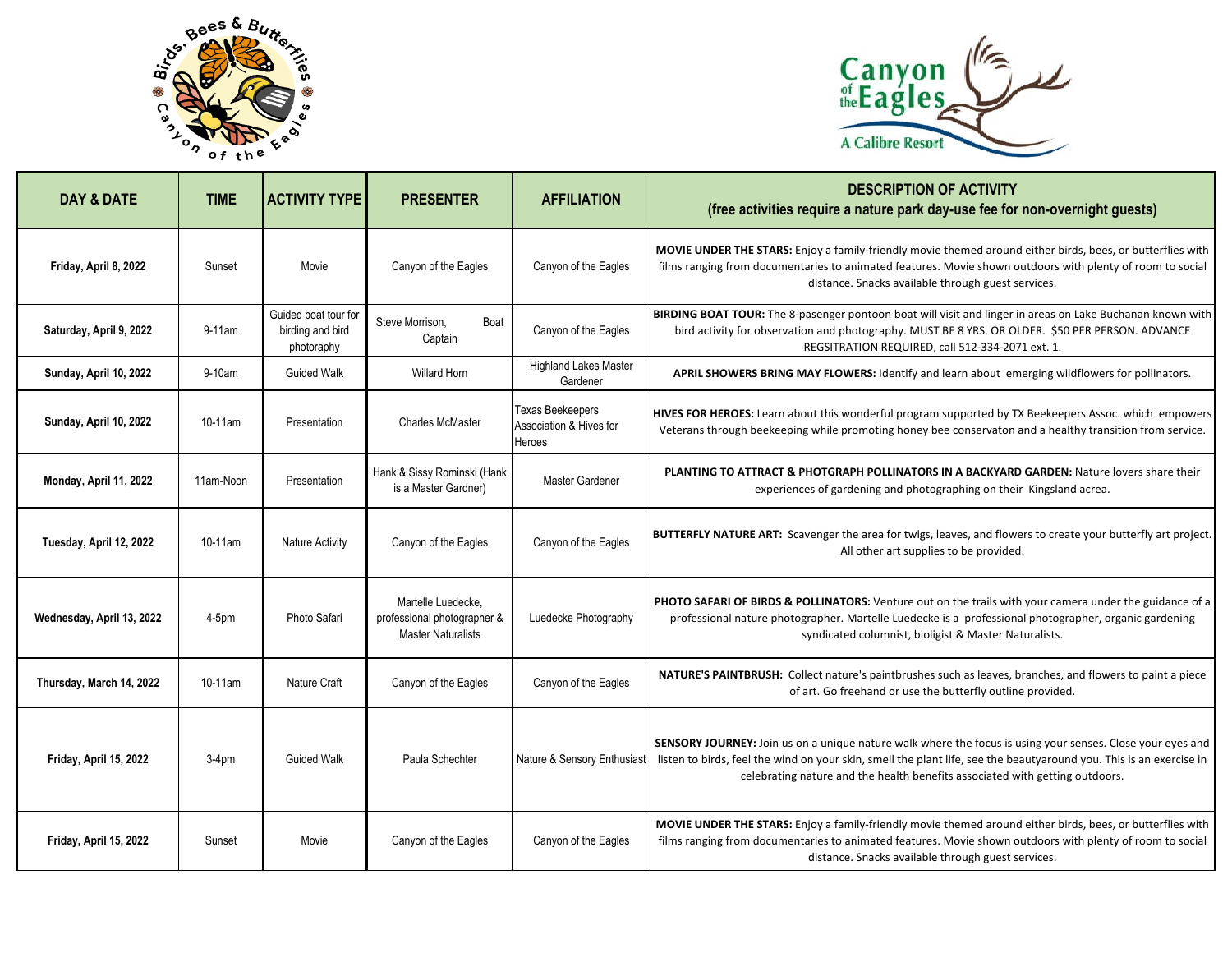| DAY & DATE | TIME | ACTIVITY TYPE | PRESENTER | AFFILIATION | DESCRIPTION OF ACTIVITY (free activities require a nature park day-use fee for non-overnight guests) |
|---|---|---|---|---|---|
| Friday, April 8, 2022 | Sunset | Movie | Canyon of the Eagles | Canyon of the Eagles | **MOVIE UNDER THE STARS:** Enjoy a family-friendly movie themed around either birds, bees, or butterflies with films ranging from documentaries to animated features. Movie shown outdoors with plenty of room to social distance. Snacks available through guest services. |
| Saturday, April 9, 2022 | 9-11am | Guided boat tour for birding and bird photophy | Steve Morrison, Boat Captain | Canyon of the Eagles | **BIRDING BOAT TOUR:** The 8-pasenger pontoon boat will visit and linger in areas on Lake Buchanan known with bird activity for observation and photography. MUST BE 8 YRS. OR OLDER. $50 PER PERSON. ADVANCE REGSITRATION REQUIRED, call 512-334-2071 ext. 1. |
| Sunday, April 10, 2022 | 9-10am | Guided Walk | Willard Horn | Highland Lakes Master Gardener | **APRIL SHOWERS BRING MAY FLOWERS:** Identify and learn about emerging wildflowers for pollinators. |
| Sunday, April 10, 2022 | 10-11am | Presentation | Charles McMaster | Texas Beekeepers Association & Hives for Heroes | **HIVES FOR HEROES:** Learn about this wonderful program supported by TX Beekeepers Assoc. which empowers Veterans through beekeeping while promoting honey bee conservaton and a healthy transition from service. |
| Monday, April 11, 2022 | 11am-Noon | Presentation | Hank & Sissy Rominski (Hank is a Master Gardner) | Master Gardener | **PLANTING TO ATTRACT & PHOTGRAPH POLLINATORS IN A BACKYARD GARDEN:** Nature lovers share their experiences of gardening and photographing on their Kingsland acrea. |
| Tuesday, April 12, 2022 | 10-11am | Nature Activity | Canyon of the Eagles | Canyon of the Eagles | **BUTTERFLY NATURE ART:** Scavenger the area for twigs, leaves, and flowers to create your butterfly art project. All other art supplies to be provided. |
| Wednesday, April 13, 2022 | 4-5pm | Photo Safari | Martelle Luedecke, professional photographer & Master Naturalists | Luedecke Photography | **PHOTO SAFARI OF BIRDS & POLLINATORS:** Venture out on the trails with your camera under the guidance of a professional nature photographer. Martelle Luedecke is a professional photographer, organic gardening syndicated columnist, bioligist & Master Naturalists. |
| Thursday, March 14, 2022 | 10-11am | Nature Craft | Canyon of the Eagles | Canyon of the Eagles | **NATURE'S PAINTBRUSH:** Collect nature's paintbrushes such as leaves, branches, and flowers to paint a piece of art. Go freehand or use the butterfly outline provided. |
| Friday, April 15, 2022 | 3-4pm | Guided Walk | Paula Schechter | Nature & Sensory Enthusiast | **SENSORY JOURNEY:** Join us on a unique nature walk where the focus is using your senses. Close your eyes and listen to birds, feel the wind on your skin, smell the plant life, see the beautyaround you. This is an exercise in celebrating nature and the health benefits associated with getting outdoors. |
| Friday, April 15, 2022 | Sunset | Movie | Canyon of the Eagles | Canyon of the Eagles | **MOVIE UNDER THE STARS:** Enjoy a family-friendly movie themed around either birds, bees, or butterflies with films ranging from documentaries to animated features. Movie shown outdoors with plenty of room to social distance. Snacks available through guest services. |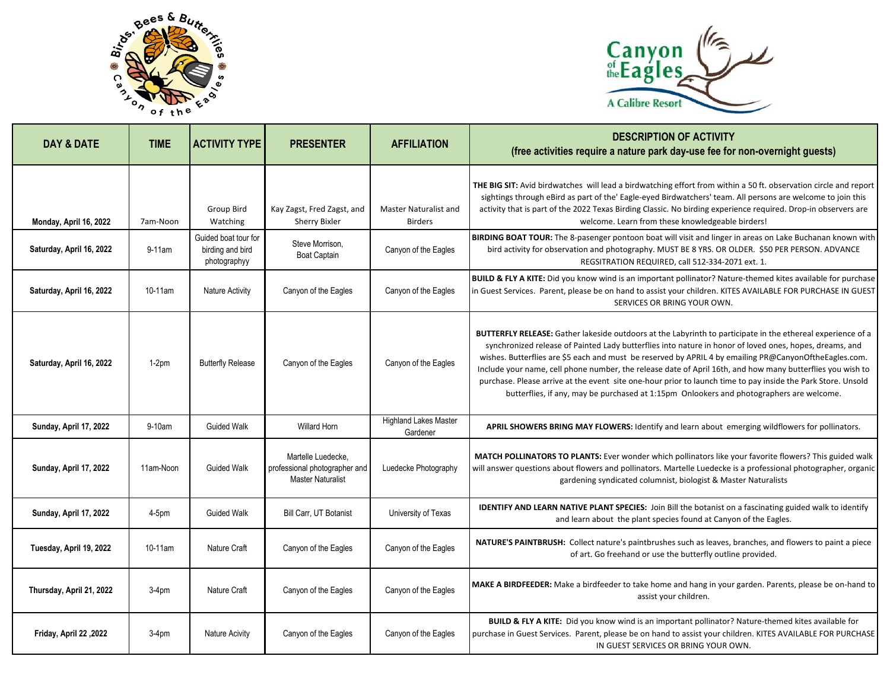| DAY & DATE | TIME | ACTIVITY TYPE | PRESENTER | AFFILIATION | DESCRIPTION OF ACTIVITY (free activities require a nature park day-use fee for non-overnight guests) |
|---|---|---|---|---|---|
| Monday, April 16, 2022 | 7am-Noon | Group Bird Watching | Kay Zagst, Fred Zagst, and Sherry Bixler | Master Naturalist and Birders | **THE BIG SIT:** Avid birdwatches will lead a birdwatching effort from within a 50 ft. observation circle and report sightings through eBird as part of the' Eagle-eyed Birdwatchers' team. All persons are welcome to join this activity that is part of the 2022 Texas Birding Classic. No birding experience required. Drop-in observers are welcome. Learn from these knowledgeable birders! |
| Saturday, April 16, 2022 | 9-11am | Guided boat tour for birding and bird photographyy | Steve Morrison, Boat Captain | Canyon of the Eagles | **BIRDING BOAT TOUR:** The 8-pasenger pontoon boat will visit and linger in areas on Lake Buchanan known with bird activity for observation and photography. MUST BE 8 YRS. OR OLDER. $50 PER PERSON. ADVANCE REGSITRATION REQUIRED, call 512-334-2071 ext. 1. |
| Saturday, April 16, 2022 | 10-11am | Nature Activity | Canyon of the Eagles | Canyon of the Eagles | **BUILD & FLY A KITE:** Did you know wind is an important pollinator? Nature-themed kites available for purchase in Guest Services. Parent, please be on hand to assist your children. KITES AVAILABLE FOR PURCHASE IN GUEST SERVICES OR BRING YOUR OWN. |
| Saturday, April 16, 2022 | 1-2pm | Butterfly Release | Canyon of the Eagles | Canyon of the Eagles | **BUTTERFLY RELEASE:** Gather lakeside outdoors at the Labyrinth to participate in the ethereal experience of a synchronized release of Painted Lady butterflies into nature in honor of loved ones, hopes, dreams, and wishes. Butterflies are $5 each and must be reserved by APRIL 4 by emailing PR@CanyonOftheEagles.com. Include your name, cell phone number, the release date of April 16th, and how many butterflies you wish to purchase. Please arrive at the event site one-hour prior to launch time to pay inside the Park Store. Unsold butterflies, if any, may be purchased at 1:15pm Onlookers and photographers are welcome. |
| Sunday, April 17, 2022 | 9-10am | Guided Walk | Willard Horn | Highland Lakes Master Gardener | **APRIL SHOWERS BRING MAY FLOWERS:** Identify and learn about emerging wildflowers for pollinators. |
| Sunday, April 17, 2022 | 11am-Noon | Guided Walk | Martelle Luedecke, professional photographer and Master Naturalist | Luedecke Photography | **MATCH POLLINATORS TO PLANTS:** Ever wonder which pollinators like your favorite flowers? This guided walk will answer questions about flowers and pollinators. Martelle Luedecke is a professional photographer, organic gardening syndicated columnist, biologist & Master Naturalists |
| Sunday, April 17, 2022 | 4-5pm | Guided Walk | Bill Carr, UT Botanist | University of Texas | **IDENTIFY AND LEARN NATIVE PLANT SPECIES:** Join Bill the botanist on a fascinating guided walk to identify and learn about the plant species found at Canyon of the Eagles. |
| Tuesday, April 19, 2022 | 10-11am | Nature Craft | Canyon of the Eagles | Canyon of the Eagles | **NATURE'S PAINTBRUSH:** Collect nature's paintbrushes such as leaves, branches, and flowers to paint a piece of art. Go freehand or use the butterfly outline provided. |
| Thursday, April 21, 2022 | 3-4pm | Nature Craft | Canyon of the Eagles | Canyon of the Eagles | **MAKE A BIRDFEEDER:** Make a birdfeeder to take home and hang in your garden. Parents, please be on-hand to assist your children. |
| Friday, April 22 ,2022 | 3-4pm | Nature Acivity | Canyon of the Eagles | Canyon of the Eagles | **BUILD & FLY A KITE:** Did you know wind is an important pollinator? Nature-themed kites available for purchase in Guest Services. Parent, please be on hand to assist your children. KITES AVAILABLE FOR PURCHASE IN GUEST SERVICES OR BRING YOUR OWN. |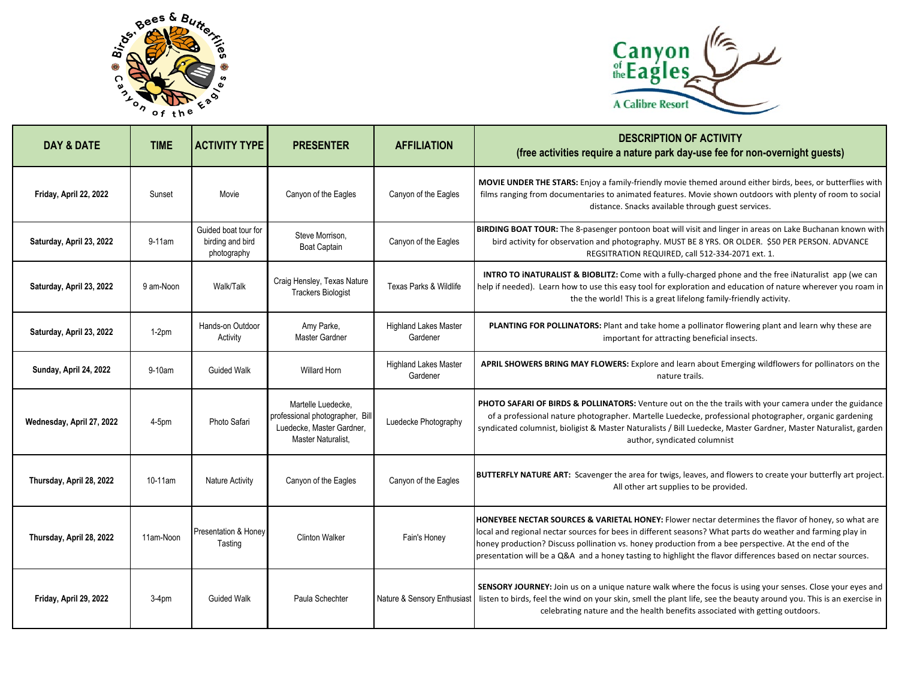| DAY & DATE | TIME | ACTIVITY TYPE | PRESENTER | AFFILIATION | DESCRIPTION OF ACTIVITY (free activities require a nature park day-use fee for non-overnight guests) |
|---|---|---|---|---|---|
| Friday, April 22, 2022 | Sunset | Movie | Canyon of the Eagles | Canyon of the Eagles | **MOVIE UNDER THE STARS:** Enjoy a family-friendly movie themed around either birds, bees, or butterflies with films ranging from documentaries to animated features. Movie shown outdoors with plenty of room to social distance. Snacks available through guest services. |
| Saturday, April 23, 2022 | 9-11am | Guided boat tour for birding and bird photography | Steve Morrison, Boat Captain | Canyon of the Eagles | **BIRDING BOAT TOUR:** The 8-pasenger pontoon boat will visit and linger in areas on Lake Buchanan known with bird activity for observation and photography. MUST BE 8 YRS. OR OLDER. $50 PER PERSON. ADVANCE REGSITRATION REQUIRED, call 512-334-2071 ext. 1. |
| Saturday, April 23, 2022 | 9 am-Noon | Walk/Talk | Craig Hensley, Texas Nature Trackers Biologist | Texas Parks & Wildlife | **INTRO TO iNATURALIST & BIOBLITZ:** Come with a fully-charged phone and the free iNaturalist app (we can help if needed). Learn how to use this easy tool for exploration and education of nature wherever you roam in the the world! This is a great lifelong family-friendly activity. |
| Saturday, April 23, 2022 | 1-2pm | Hands-on Outdoor Activity | Amy Parke, Master Gardner | Highland Lakes Master Gardener | **PLANTING FOR POLLINATORS:** Plant and take home a pollinator flowering plant and learn why these are important for attracting beneficial insects. |
| Sunday, April 24, 2022 | 9-10am | Guided Walk | Willard Horn | Highland Lakes Master Gardener | **APRIL SHOWERS BRING MAY FLOWERS:** Explore and learn about Emerging wildflowers for pollinators on the nature trails. |
| Wednesday, April 27, 2022 | 4-5pm | Photo Safari | Martelle Luedecke, professional photographer, Bill Luedecke, Master Gardner, Master Naturalist, | Luedecke Photography | **PHOTO SAFARI OF BIRDS & POLLINATORS:** Venture out on the the trails with your camera under the guidance of a professional nature photographer. Martelle Luedecke, professional photographer, organic gardening syndicated columnist, bioligist & Master Naturalists / Bill Luedecke, Master Gardner, Master Naturalist, garden author, syndicated columnist |
| Thursday, April 28, 2022 | 10-11am | Nature Activity | Canyon of the Eagles | Canyon of the Eagles | **BUTTERFLY NATURE ART:** Scavenger the area for twigs, leaves, and flowers to create your butterfly art project. All other art supplies to be provided. |
| Thursday, April 28, 2022 | 11am-Noon | Presentation & Honey Tasting | Clinton Walker | Fain's Honey | **HONEYBEE NECTAR SOURCES & VARIETAL HONEY:** Flower nectar determines the flavor of honey, so what are local and regional nectar sources for bees in different seasons? What parts do weather and farming play in honey production? Discuss pollination vs. honey production from a bee perspective. At the end of the presentation will be a Q&A and a honey tasting to highlight the flavor differences based on nectar sources. |
| Friday, April 29, 2022 | 3-4pm | Guided Walk | Paula Schechter | Nature & Sensory Enthusiast | **SENSORY JOURNEY:** Join us on a unique nature walk where the focus is using your senses. Close your eyes and listen to birds, feel the wind on your skin, smell the plant life, see the beauty around you. This is an exercise in celebrating nature and the health benefits associated with getting outdoors. |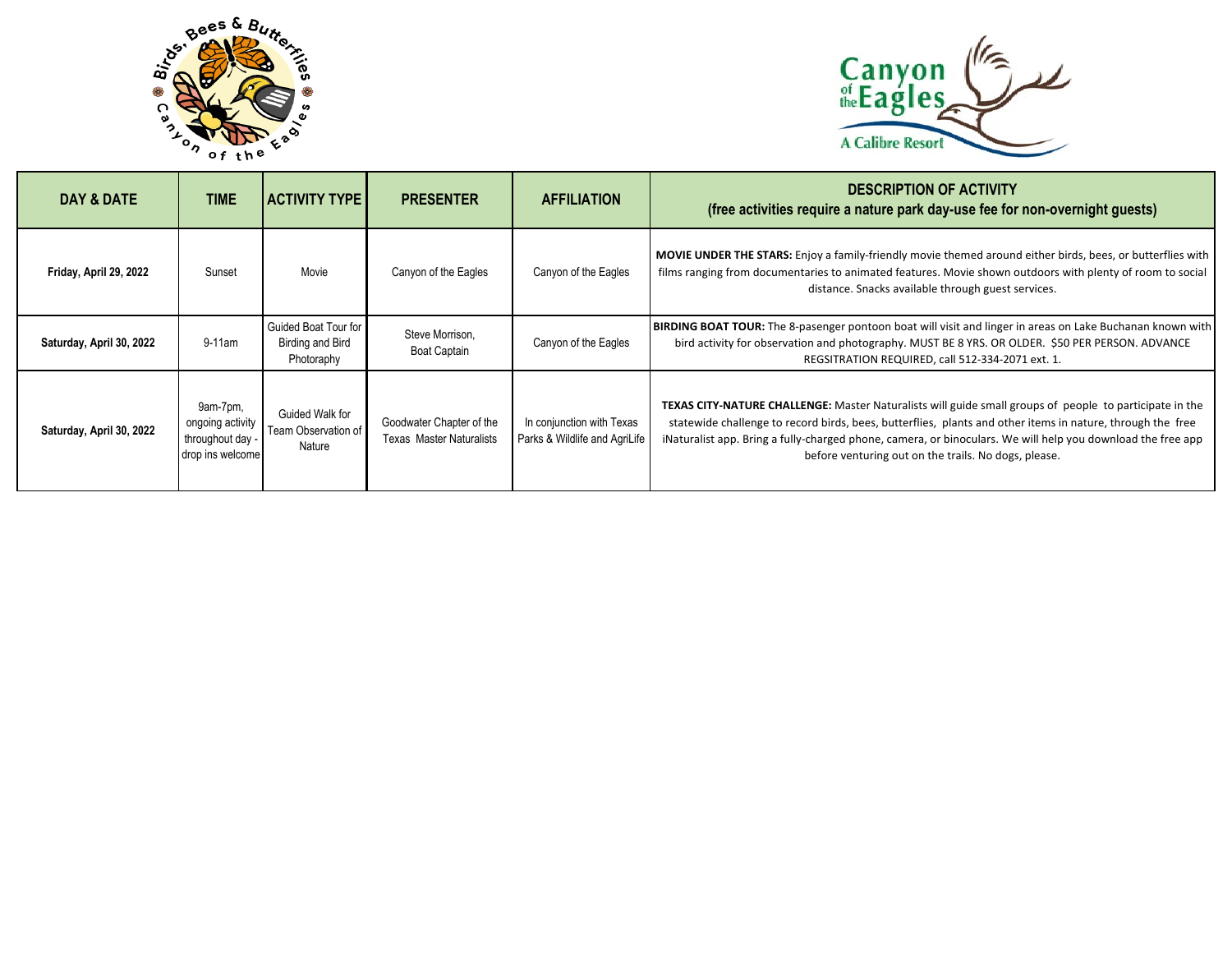| DAY & DATE | TIME | ACTIVITY TYPE | PRESENTER | AFFILIATION | DESCRIPTION OF ACTIVITY (free activities require a nature park day-use fee for non-overnight guests) |
|---|---|---|---|---|---|
| **Friday, April 29, 2022** | Sunset | Movie | Canyon of the Eagles | Canyon of the Eagles | **MOVIE UNDER THE STARS:** Enjoy a family-friendly movie themed around either birds, bees, or butterflies with films ranging from documentaries to animated features. Movie shown outdoors with plenty of room to social distance. Snacks available through guest services. |
| **Saturday, April 30, 2022** | 9-11am | Guided Boat Tour for Birding and Bird Photoraphy | Steve Morrison, Boat Captain | Canyon of the Eagles | **BIRDING BOAT TOUR:** The 8-pasenger pontoon boat will visit and linger in areas on Lake Buchanan known with bird activity for observation and photography. MUST BE 8 YRS. OR OLDER. $50 PER PERSON. ADVANCE REGSITRATION REQUIRED, call 512-334-2071 ext. 1. |
| **Saturday, April 30, 2022** | 9am-7pm, ongoing activity throughout day - drop ins welcome | Guided Walk for Team Observation of Nature | Goodwater Chapter of the Texas Master Naturalists | In conjunction with Texas Parks & Wildlife and AgriLife | **TEXAS CITY-NATURE CHALLENGE:** Master Naturalists will guide small groups of people to participate in the statewide challenge to record birds, bees, butterflies, plants and other items in nature, through the free iNaturalist app. Bring a fully-charged phone, camera, or binoculars. We will help you download the free app before venturing out on the trails. No dogs, please. |